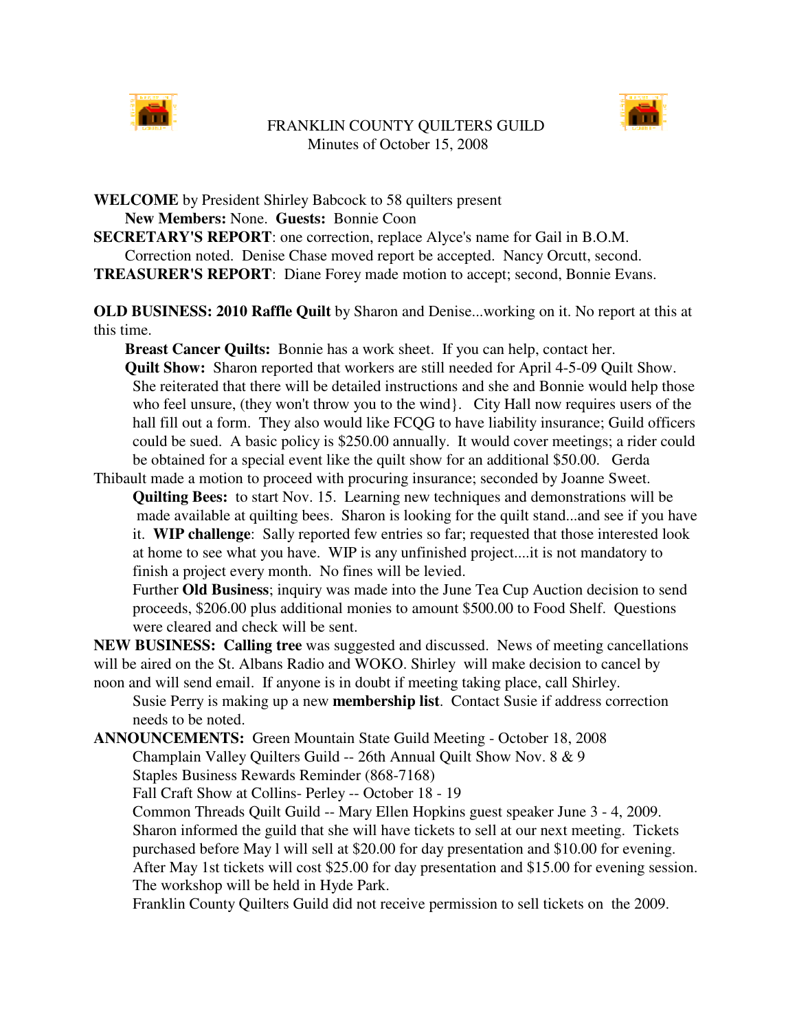# FRANKLIN COUNTY QUILTERS GUILD

Minutes of October 15, 2008

**WELCOME** by President Shirley Babcock to 58 quilters present

**New Members:** None. **Guests:** Bonnie Coon

**SECRETARY'S REPORT**: one correction, replace Alyce's name for Gail in B.O.M. Correction noted. Denise Chase moved report be accepted. Nancy Orcutt, second.

**TREASURER'S REPORT**: Diane Forey made motion to accept; second, Bonnie Evans.

**OLD BUSINESS: 2010 Raffle Quilt** by Sharon and Denise...working on it. No report at this at this time.

**Breast Cancer Quilts:** Bonnie has a work sheet. If you can help, contact her.

**Quilt Show:** Sharon reported that workers are still needed for April 4-5-09 Quilt Show. She reiterated that there will be detailed instructions and she and Bonnie would help those who feel unsure, (they won't throw you to the wind}. City Hall now requires users of the hall fill out a form. They also would like FCQG to have liability insurance; Guild officers could be sued. A basic policy is $250.00 annually. It would cover meetings; a rider could be obtained for a special event like the quilt show for an additional $50.00. Gerda Thibault made a motion to proceed with procuring insurance; seconded by Joanne Sweet.

**Quilting Bees:** to start Nov. 15. Learning new techniques and demonstrations will be made available at quilting bees. Sharon is looking for the quilt stand...and see if you have it. **WIP challenge**: Sally reported few entries so far; requested that those interested look at home to see what you have. WIP is any unfinished project....it is not mandatory to finish a project every month. No fines will be levied.

Further **Old Business**; inquiry was made into the June Tea Cup Auction decision to send proceeds, $206.00 plus additional monies to amount $500.00 to Food Shelf. Questions were cleared and check will be sent.

**NEW BUSINESS: Calling tree** was suggested and discussed. News of meeting cancellations will be aired on the St. Albans Radio and WOKO. Shirley will make decision to cancel by noon and will send email. If anyone is in doubt if meeting taking place, call Shirley.

Susie Perry is making up a new **membership list**. Contact Susie if address correction needs to be noted.

**ANNOUNCEMENTS:** Green Mountain State Guild Meeting - October 18, 2008

Champlain Valley Quilters Guild -- 26th Annual Quilt Show Nov. 8 & 9

Staples Business Rewards Reminder (868-7168)

Fall Craft Show at Collins- Perley -- October 18 - 19

Common Threads Quilt Guild -- Mary Ellen Hopkins guest speaker June 3 - 4, 2009. Sharon informed the guild that she will have tickets to sell at our next meeting. Tickets purchased before May l will sell at $20.00 for day presentation and $10.00 for evening. After May 1st tickets will cost $25.00 for day presentation and $15.00 for evening session. The workshop will be held in Hyde Park.

Franklin County Quilters Guild did not receive permission to sell tickets on the 2009.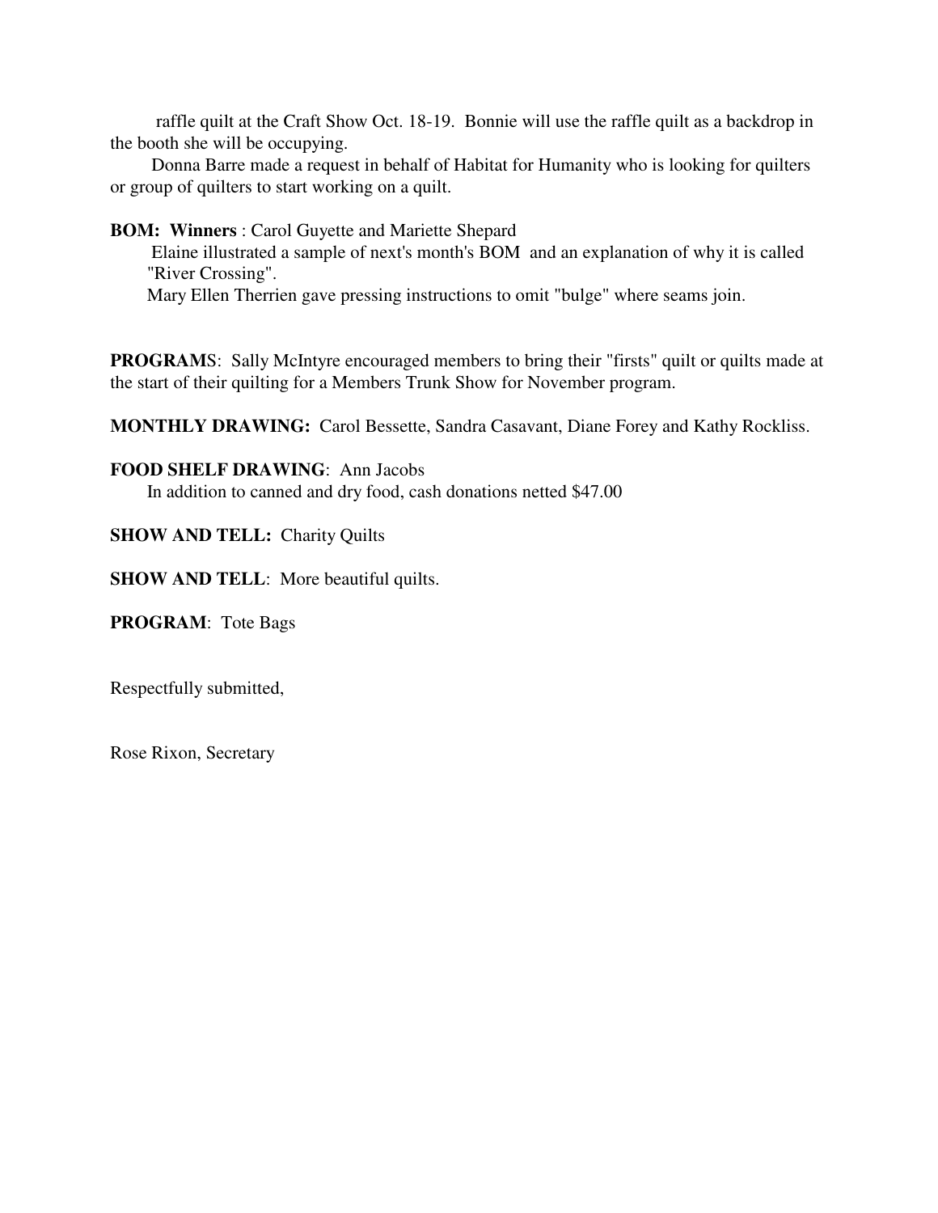raffle quilt at the Craft Show Oct. 18-19. Bonnie will use the raffle quilt as a backdrop in the booth she will be occupying.

Donna Barre made a request in behalf of Habitat for Humanity who is looking for quilters or group of quilters to start working on a quilt.

**BOM: Winners** : Carol Guyette and Mariette Shepard

Elaine illustrated a sample of next's month's BOM and an explanation of why it is called "River Crossing".

Mary Ellen Therrien gave pressing instructions to omit "bulge" where seams join.

**PROGRAMS**: Sally McIntyre encouraged members to bring their "firsts" quilt or quilts made at the start of their quilting for a Members Trunk Show for November program.

**MONTHLY DRAWING:** Carol Bessette, Sandra Casavant, Diane Forey and Kathy Rockliss.

**FOOD SHELF DRAWING**: Ann Jacobs

In addition to canned and dry food, cash donations netted $47.00

**SHOW AND TELL:** Charity Quilts

**SHOW AND TELL**: More beautiful quilts.

**PROGRAM**: Tote Bags

Respectfully submitted,

Rose Rixon, Secretary